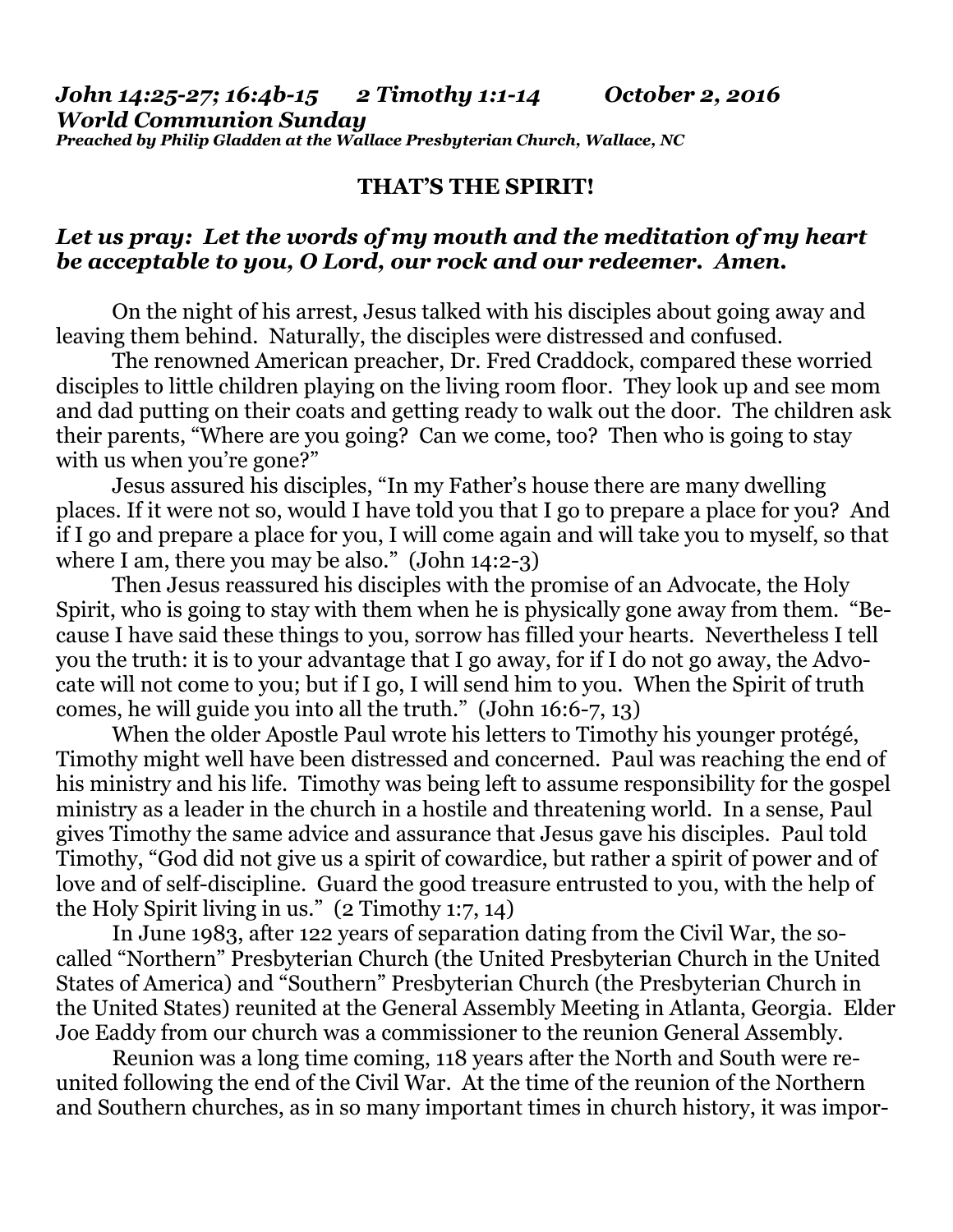***John 14:25-27; 16:4b-15 2 Timothy 1:1-14 October 2, 2016***
***World Communion Sunday***
***Preached by Philip Gladden at the Wallace Presbyterian Church, Wallace, NC***

**THAT'S THE SPIRIT!**

***Let us pray: Let the words of my mouth and the meditation of my heart be acceptable to you, O Lord, our rock and our redeemer. Amen.***

On the night of his arrest, Jesus talked with his disciples about going away and leaving them behind. Naturally, the disciples were distressed and confused.

The renowned American preacher, Dr. Fred Craddock, compared these worried disciples to little children playing on the living room floor. They look up and see mom and dad putting on their coats and getting ready to walk out the door. The children ask their parents, "Where are you going? Can we come, too? Then who is going to stay with us when you're gone?"

Jesus assured his disciples, "In my Father's house there are many dwelling places. If it were not so, would I have told you that I go to prepare a place for you? And if I go and prepare a place for you, I will come again and will take you to myself, so that where I am, there you may be also." (John 14:2-3)

Then Jesus reassured his disciples with the promise of an Advocate, the Holy Spirit, who is going to stay with them when he is physically gone away from them. "Because I have said these things to you, sorrow has filled your hearts. Nevertheless I tell you the truth: it is to your advantage that I go away, for if I do not go away, the Advocate will not come to you; but if I go, I will send him to you. When the Spirit of truth comes, he will guide you into all the truth." (John 16:6-7, 13)

When the older Apostle Paul wrote his letters to Timothy his younger protégé, Timothy might well have been distressed and concerned. Paul was reaching the end of his ministry and his life. Timothy was being left to assume responsibility for the gospel ministry as a leader in the church in a hostile and threatening world. In a sense, Paul gives Timothy the same advice and assurance that Jesus gave his disciples. Paul told Timothy, "God did not give us a spirit of cowardice, but rather a spirit of power and of love and of self-discipline. Guard the good treasure entrusted to you, with the help of the Holy Spirit living in us." (2 Timothy 1:7, 14)

In June 1983, after 122 years of separation dating from the Civil War, the so-called "Northern" Presbyterian Church (the United Presbyterian Church in the United States of America) and "Southern" Presbyterian Church (the Presbyterian Church in the United States) reunited at the General Assembly Meeting in Atlanta, Georgia. Elder Joe Eaddy from our church was a commissioner to the reunion General Assembly.

Reunion was a long time coming, 118 years after the North and South were reunited following the end of the Civil War. At the time of the reunion of the Northern and Southern churches, as in so many important times in church history, it was impor-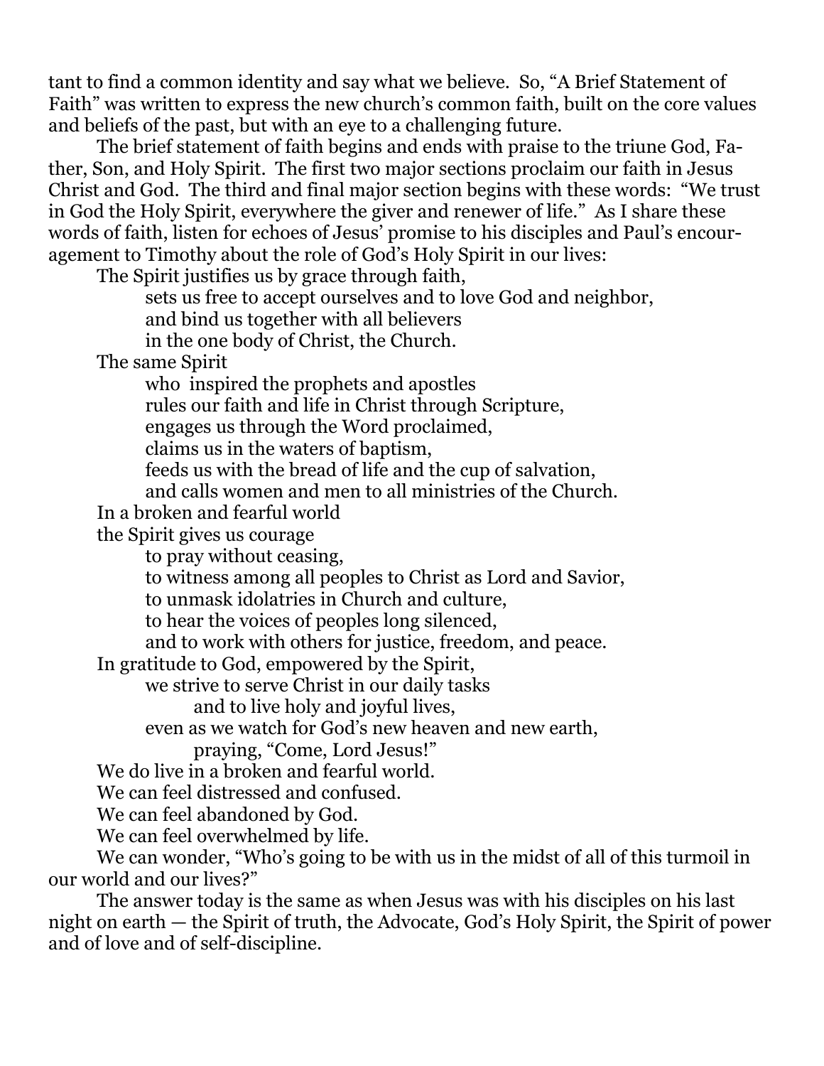tant to find a common identity and say what we believe. So, "A Brief Statement of Faith" was written to express the new church's common faith, built on the core values and beliefs of the past, but with an eye to a challenging future.

The brief statement of faith begins and ends with praise to the triune God, Father, Son, and Holy Spirit. The first two major sections proclaim our faith in Jesus Christ and God. The third and final major section begins with these words: "We trust in God the Holy Spirit, everywhere the giver and renewer of life." As I share these words of faith, listen for echoes of Jesus' promise to his disciples and Paul's encouragement to Timothy about the role of God's Holy Spirit in our lives:

> The Spirit justifies us by grace through faith,
> sets us free to accept ourselves and to love God and neighbor,
> and bind us together with all believers
> in the one body of Christ, the Church.
> The same Spirit
> who inspired the prophets and apostles
> rules our faith and life in Christ through Scripture,
> engages us through the Word proclaimed,
> claims us in the waters of baptism,
> feeds us with the bread of life and the cup of salvation,
> and calls women and men to all ministries of the Church.
> In a broken and fearful world
> the Spirit gives us courage
> to pray without ceasing,
> to witness among all peoples to Christ as Lord and Savior,
> to unmask idolatries in Church and culture,
> to hear the voices of peoples long silenced,
> and to work with others for justice, freedom, and peace.
> In gratitude to God, empowered by the Spirit,
> we strive to serve Christ in our daily tasks
> and to live holy and joyful lives,
> even as we watch for God's new heaven and new earth,
> praying, "Come, Lord Jesus!"

We do live in a broken and fearful world.
We can feel distressed and confused.
We can feel abandoned by God.
We can feel overwhelmed by life.

We can wonder, "Who's going to be with us in the midst of all of this turmoil in our world and our lives?"

The answer today is the same as when Jesus was with his disciples on his last night on earth — the Spirit of truth, the Advocate, God's Holy Spirit, the Spirit of power and of love and of self-discipline.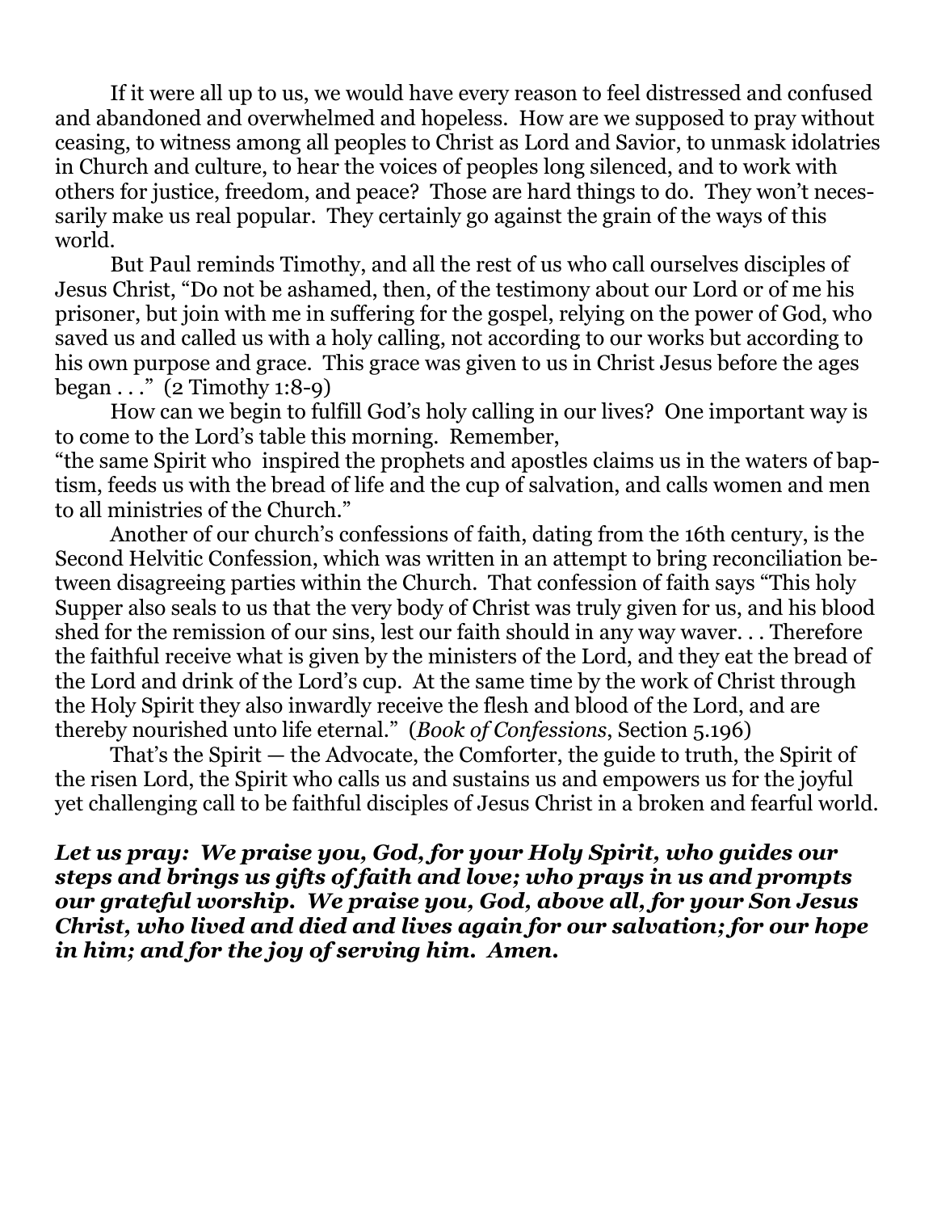If it were all up to us, we would have every reason to feel distressed and confused and abandoned and overwhelmed and hopeless. How are we supposed to pray without ceasing, to witness among all peoples to Christ as Lord and Savior, to unmask idolatries in Church and culture, to hear the voices of peoples long silenced, and to work with others for justice, freedom, and peace? Those are hard things to do. They won't necessarily make us real popular. They certainly go against the grain of the ways of this world.

But Paul reminds Timothy, and all the rest of us who call ourselves disciples of Jesus Christ, "Do not be ashamed, then, of the testimony about our Lord or of me his prisoner, but join with me in suffering for the gospel, relying on the power of God, who saved us and called us with a holy calling, not according to our works but according to his own purpose and grace. This grace was given to us in Christ Jesus before the ages began . . ." (2 Timothy 1:8-9)

How can we begin to fulfill God's holy calling in our lives? One important way is to come to the Lord's table this morning. Remember,
"the same Spirit who inspired the prophets and apostles claims us in the waters of baptism, feeds us with the bread of life and the cup of salvation, and calls women and men to all ministries of the Church."

Another of our church's confessions of faith, dating from the 16th century, is the Second Helvitic Confession, which was written in an attempt to bring reconciliation between disagreeing parties within the Church. That confession of faith says "This holy Supper also seals to us that the very body of Christ was truly given for us, and his blood shed for the remission of our sins, lest our faith should in any way waver. . . Therefore the faithful receive what is given by the ministers of the Lord, and they eat the bread of the Lord and drink of the Lord's cup. At the same time by the work of Christ through the Holy Spirit they also inwardly receive the flesh and blood of the Lord, and are thereby nourished unto life eternal." (*Book of Confessions*, Section 5.196)

That's the Spirit — the Advocate, the Comforter, the guide to truth, the Spirit of the risen Lord, the Spirit who calls us and sustains us and empowers us for the joyful yet challenging call to be faithful disciples of Jesus Christ in a broken and fearful world.

***Let us pray: We praise you, God, for your Holy Spirit, who guides our steps and brings us gifts of faith and love; who prays in us and prompts our grateful worship. We praise you, God, above all, for your Son Jesus Christ, who lived and died and lives again for our salvation; for our hope in him; and for the joy of serving him. Amen.***